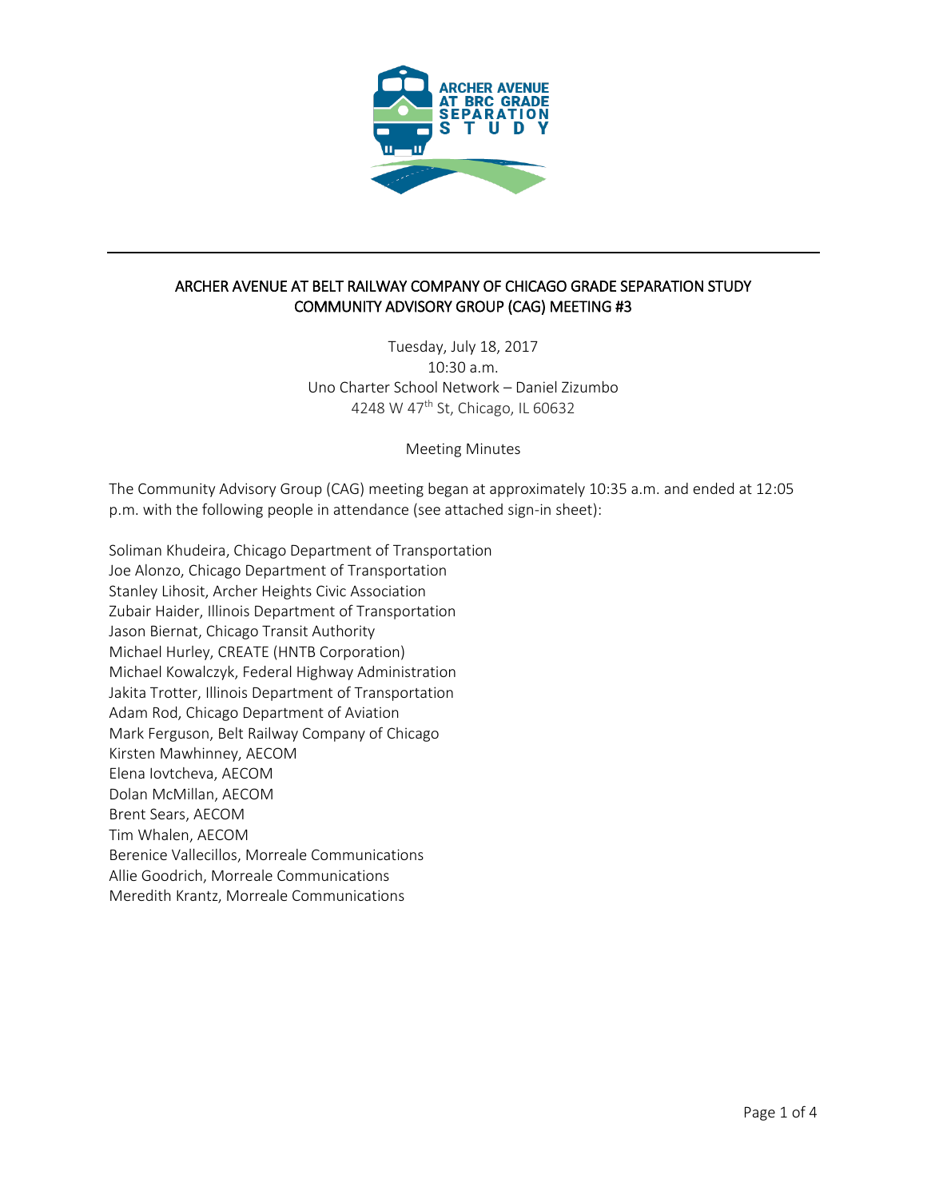# ARCHER AVENUE AT BELT RAILWAY COMPANY OF CHICAGO GRADE SEPARATION STUDY
## COMMUNITY ADVISORY GROUP (CAG) MEETING #3

Tuesday, July 18, 2017
10:30 a.m.
Uno Charter School Network – Daniel Zizumbo
4248 W 47th St, Chicago, IL 60632

Meeting Minutes

The Community Advisory Group (CAG) meeting began at approximately 10:35 a.m. and ended at 12:05 p.m. with the following people in attendance (see attached sign-in sheet):

Soliman Khudeira, Chicago Department of Transportation
Joe Alonzo, Chicago Department of Transportation
Stanley Lihosit, Archer Heights Civic Association
Zubair Haider, Illinois Department of Transportation
Jason Biernat, Chicago Transit Authority
Michael Hurley, CREATE (HNTB Corporation)
Michael Kowalczyk, Federal Highway Administration
Jakita Trotter, Illinois Department of Transportation
Adam Rod, Chicago Department of Aviation
Mark Ferguson, Belt Railway Company of Chicago
Kirsten Mawhinney, AECOM
Elena Iovtcheva, AECOM
Dolan McMillan, AECOM
Brent Sears, AECOM
Tim Whalen, AECOM
Berenice Vallecillos, Morreale Communications
Allie Goodrich, Morreale Communications
Meredith Krantz, Morreale Communications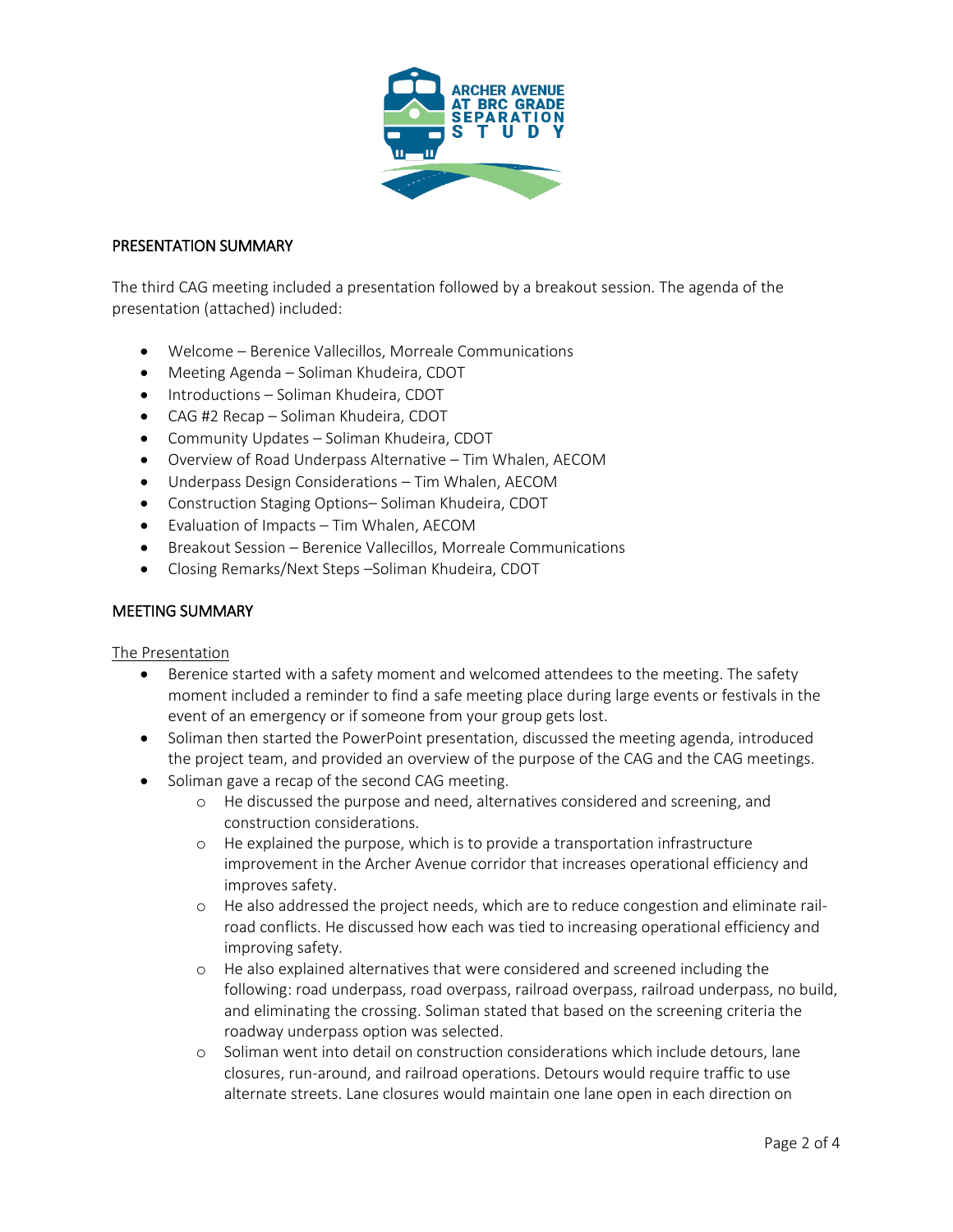## PRESENTATION SUMMARY

The third CAG meeting included a presentation followed by a breakout session. The agenda of the presentation (attached) included:

- Welcome – Berenice Vallecillos, Morreale Communications
- Meeting Agenda – Soliman Khudeira, CDOT
- Introductions – Soliman Khudeira, CDOT
- CAG #2 Recap – Soliman Khudeira, CDOT
- Community Updates – Soliman Khudeira, CDOT
- Overview of Road Underpass Alternative – Tim Whalen, AECOM
- Underpass Design Considerations – Tim Whalen, AECOM
- Construction Staging Options– Soliman Khudeira, CDOT
- Evaluation of Impacts – Tim Whalen, AECOM
- Breakout Session – Berenice Vallecillos, Morreale Communications
- Closing Remarks/Next Steps –Soliman Khudeira, CDOT

## MEETING SUMMARY

### The Presentation

- Berenice started with a safety moment and welcomed attendees to the meeting. The safety moment included a reminder to find a safe meeting place during large events or festivals in the event of an emergency or if someone from your group gets lost.
- Soliman then started the PowerPoint presentation, discussed the meeting agenda, introduced the project team, and provided an overview of the purpose of the CAG and the CAG meetings.
- Soliman gave a recap of the second CAG meeting.
  - He discussed the purpose and need, alternatives considered and screening, and construction considerations.
  - He explained the purpose, which is to provide a transportation infrastructure improvement in the Archer Avenue corridor that increases operational efficiency and improves safety.
  - He also addressed the project needs, which are to reduce congestion and eliminate rail-road conflicts. He discussed how each was tied to increasing operational efficiency and improving safety.
  - He also explained alternatives that were considered and screened including the following: road underpass, road overpass, railroad overpass, railroad underpass, no build, and eliminating the crossing. Soliman stated that based on the screening criteria the roadway underpass option was selected.
  - Soliman went into detail on construction considerations which include detours, lane closures, run-around, and railroad operations. Detours would require traffic to use alternate streets. Lane closures would maintain one lane open in each direction on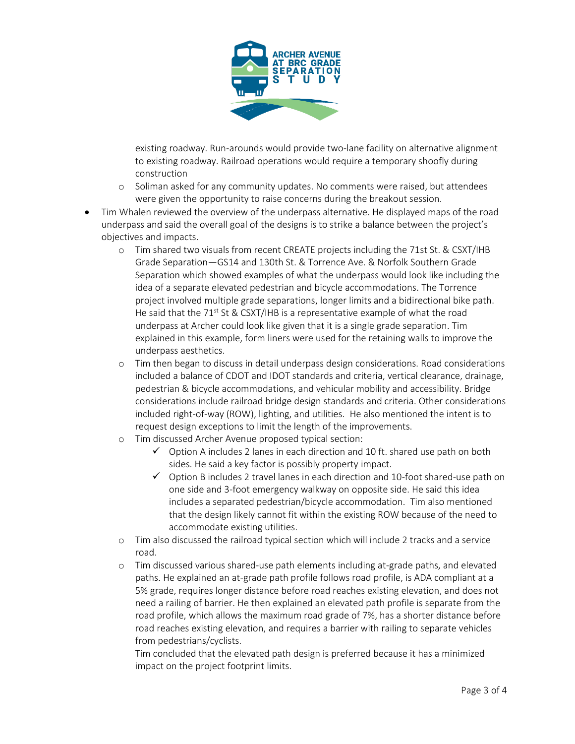existing roadway. Run-arounds would provide two-lane facility on alternative alignment to existing roadway. Railroad operations would require a temporary shoofly during construction

- Soliman asked for any community updates. No comments were raised, but attendees were given the opportunity to raise concerns during the breakout session.

- Tim Whalen reviewed the overview of the underpass alternative. He displayed maps of the road underpass and said the overall goal of the designs is to strike a balance between the project's objectives and impacts.
  - Tim shared two visuals from recent CREATE projects including the 71st St. & CSXT/IHB Grade Separation—GS14 and 130th St. & Torrence Ave. & Norfolk Southern Grade Separation which showed examples of what the underpass would look like including the idea of a separate elevated pedestrian and bicycle accommodations. The Torrence project involved multiple grade separations, longer limits and a bidirectional bike path. He said that the 71st St & CSXT/IHB is a representative example of what the road underpass at Archer could look like given that it is a single grade separation. Tim explained in this example, form liners were used for the retaining walls to improve the underpass aesthetics.
  - Tim then began to discuss in detail underpass design considerations. Road considerations included a balance of CDOT and IDOT standards and criteria, vertical clearance, drainage, pedestrian & bicycle accommodations, and vehicular mobility and accessibility. Bridge considerations include railroad bridge design standards and criteria. Other considerations included right-of-way (ROW), lighting, and utilities. He also mentioned the intent is to request design exceptions to limit the length of the improvements.
  - Tim discussed Archer Avenue proposed typical section:
    - ✓ Option A includes 2 lanes in each direction and 10 ft. shared use path on both sides. He said a key factor is possibly property impact.
    - ✓ Option B includes 2 travel lanes in each direction and 10-foot shared-use path on one side and 3-foot emergency walkway on opposite side. He said this idea includes a separated pedestrian/bicycle accommodation. Tim also mentioned that the design likely cannot fit within the existing ROW because of the need to accommodate existing utilities.
  - Tim also discussed the railroad typical section which will include 2 tracks and a service road.
  - Tim discussed various shared-use path elements including at-grade paths, and elevated paths. He explained an at-grade path profile follows road profile, is ADA compliant at a 5% grade, requires longer distance before road reaches existing elevation, and does not need a railing of barrier. He then explained an elevated path profile is separate from the road profile, which allows the maximum road grade of 7%, has a shorter distance before road reaches existing elevation, and requires a barrier with railing to separate vehicles from pedestrians/cyclists.

    Tim concluded that the elevated path design is preferred because it has a minimized impact on the project footprint limits.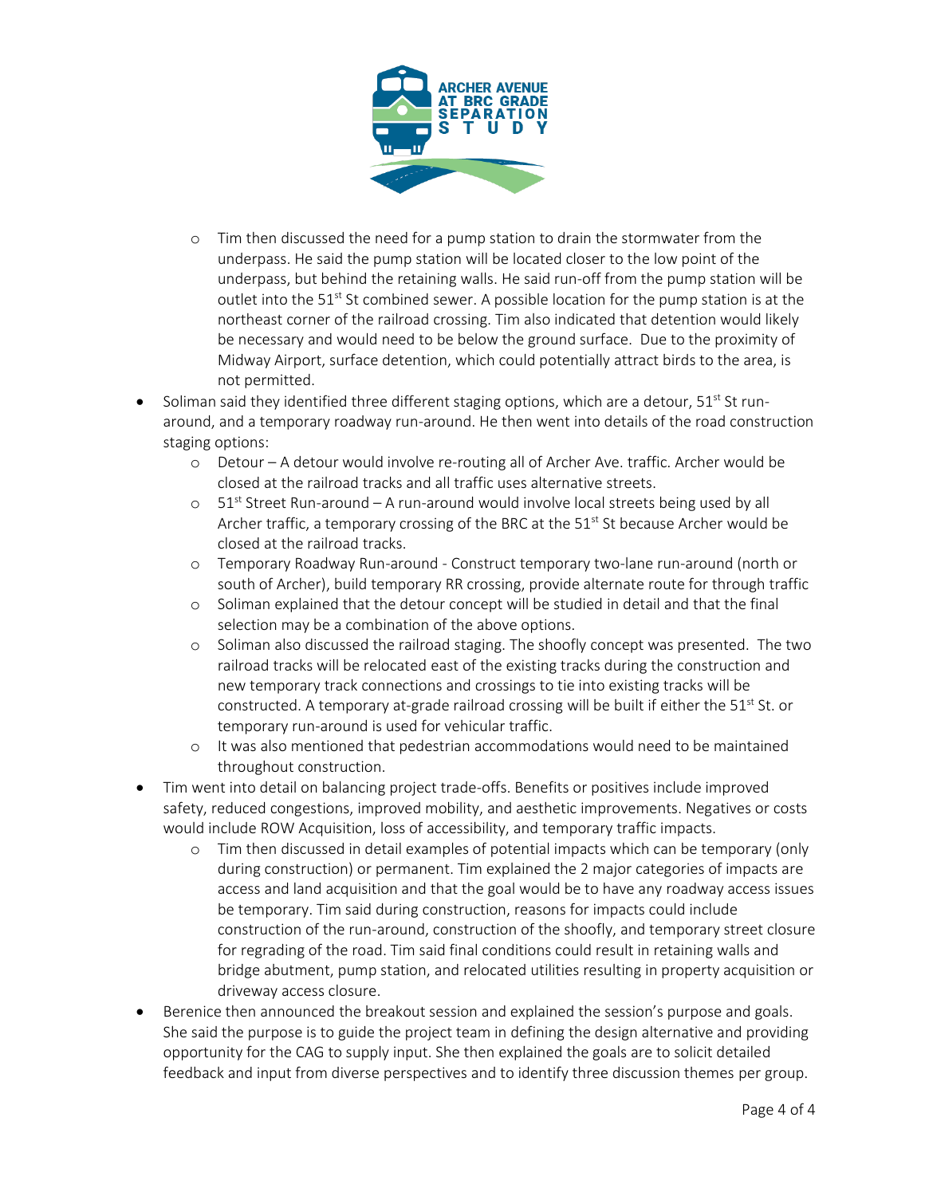- Tim then discussed the need for a pump station to drain the stormwater from the underpass. He said the pump station will be located closer to the low point of the underpass, but behind the retaining walls. He said run-off from the pump station will be outlet into the 51st St combined sewer. A possible location for the pump station is at the northeast corner of the railroad crossing. Tim also indicated that detention would likely be necessary and would need to be below the ground surface. Due to the proximity of Midway Airport, surface detention, which could potentially attract birds to the area, is not permitted.
- Soliman said they identified three different staging options, which are a detour, 51st St run-around, and a temporary roadway run-around. He then went into details of the road construction staging options:
  - Detour – A detour would involve re-routing all of Archer Ave. traffic. Archer would be closed at the railroad tracks and all traffic uses alternative streets.
  - 51st Street Run-around – A run-around would involve local streets being used by all Archer traffic, a temporary crossing of the BRC at the 51st St because Archer would be closed at the railroad tracks.
  - Temporary Roadway Run-around - Construct temporary two-lane run-around (north or south of Archer), build temporary RR crossing, provide alternate route for through traffic
  - Soliman explained that the detour concept will be studied in detail and that the final selection may be a combination of the above options.
  - Soliman also discussed the railroad staging. The shoofly concept was presented. The two railroad tracks will be relocated east of the existing tracks during the construction and new temporary track connections and crossings to tie into existing tracks will be constructed. A temporary at-grade railroad crossing will be built if either the 51st St. or temporary run-around is used for vehicular traffic.
  - It was also mentioned that pedestrian accommodations would need to be maintained throughout construction.
- Tim went into detail on balancing project trade-offs. Benefits or positives include improved safety, reduced congestions, improved mobility, and aesthetic improvements. Negatives or costs would include ROW Acquisition, loss of accessibility, and temporary traffic impacts.
  - Tim then discussed in detail examples of potential impacts which can be temporary (only during construction) or permanent. Tim explained the 2 major categories of impacts are access and land acquisition and that the goal would be to have any roadway access issues be temporary. Tim said during construction, reasons for impacts could include construction of the run-around, construction of the shoofly, and temporary street closure for regrading of the road. Tim said final conditions could result in retaining walls and bridge abutment, pump station, and relocated utilities resulting in property acquisition or driveway access closure.
- Berenice then announced the breakout session and explained the session's purpose and goals. She said the purpose is to guide the project team in defining the design alternative and providing opportunity for the CAG to supply input. She then explained the goals are to solicit detailed feedback and input from diverse perspectives and to identify three discussion themes per group.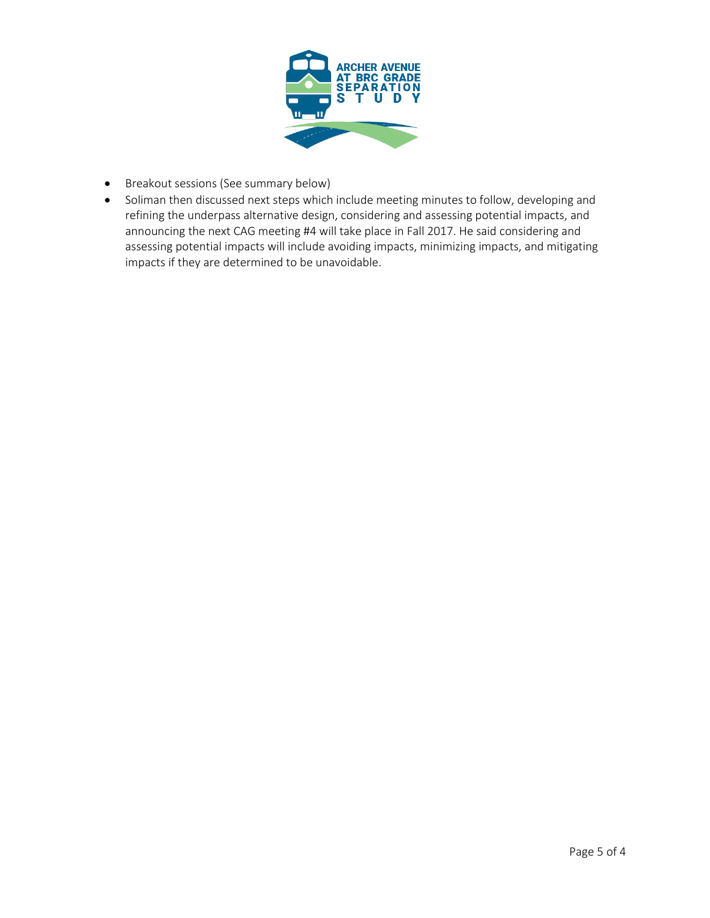- Breakout sessions (See summary below)
- Soliman then discussed next steps which include meeting minutes to follow, developing and refining the underpass alternative design, considering and assessing potential impacts, and announcing the next CAG meeting #4 will take place in Fall 2017. He said considering and assessing potential impacts will include avoiding impacts, minimizing impacts, and mitigating impacts if they are determined to be unavoidable.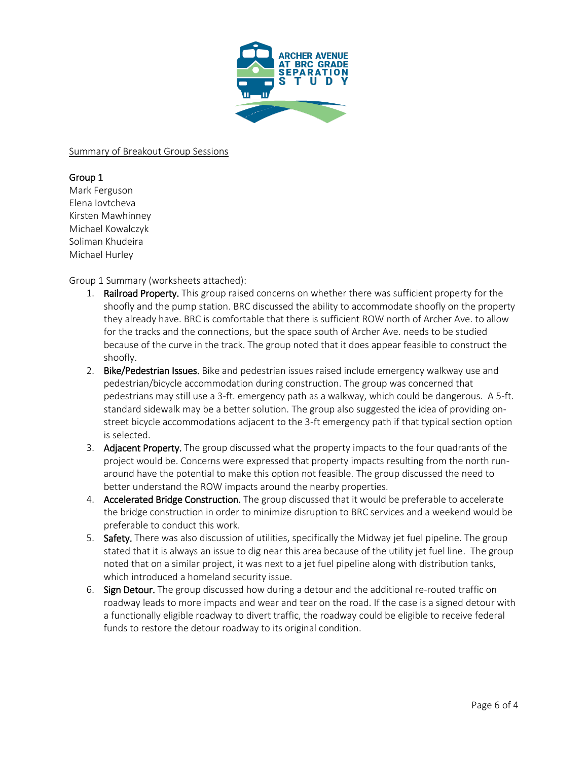Summary of Breakout Group Sessions

## Group 1

Mark Ferguson
Elena Iovtcheva
Kirsten Mawhinney
Michael Kowalczyk
Soliman Khudeira
Michael Hurley

Group 1 Summary (worksheets attached):

1. **Railroad Property.** This group raised concerns on whether there was sufficient property for the shoofly and the pump station. BRC discussed the ability to accommodate shoofly on the property they already have. BRC is comfortable that there is sufficient ROW north of Archer Ave. to allow for the tracks and the connections, but the space south of Archer Ave. needs to be studied because of the curve in the track. The group noted that it does appear feasible to construct the shoofly.
2. **Bike/Pedestrian Issues.** Bike and pedestrian issues raised include emergency walkway use and pedestrian/bicycle accommodation during construction. The group was concerned that pedestrians may still use a 3-ft. emergency path as a walkway, which could be dangerous. A 5-ft. standard sidewalk may be a better solution. The group also suggested the idea of providing on-street bicycle accommodations adjacent to the 3-ft emergency path if that typical section option is selected.
3. **Adjacent Property.** The group discussed what the property impacts to the four quadrants of the project would be. Concerns were expressed that property impacts resulting from the north run-around have the potential to make this option not feasible. The group discussed the need to better understand the ROW impacts around the nearby properties.
4. **Accelerated Bridge Construction.** The group discussed that it would be preferable to accelerate the bridge construction in order to minimize disruption to BRC services and a weekend would be preferable to conduct this work.
5. **Safety.** There was also discussion of utilities, specifically the Midway jet fuel pipeline. The group stated that it is always an issue to dig near this area because of the utility jet fuel line. The group noted that on a similar project, it was next to a jet fuel pipeline along with distribution tanks, which introduced a homeland security issue.
6. **Sign Detour.** The group discussed how during a detour and the additional re-routed traffic on roadway leads to more impacts and wear and tear on the road. If the case is a signed detour with a functionally eligible roadway to divert traffic, the roadway could be eligible to receive federal funds to restore the detour roadway to its original condition.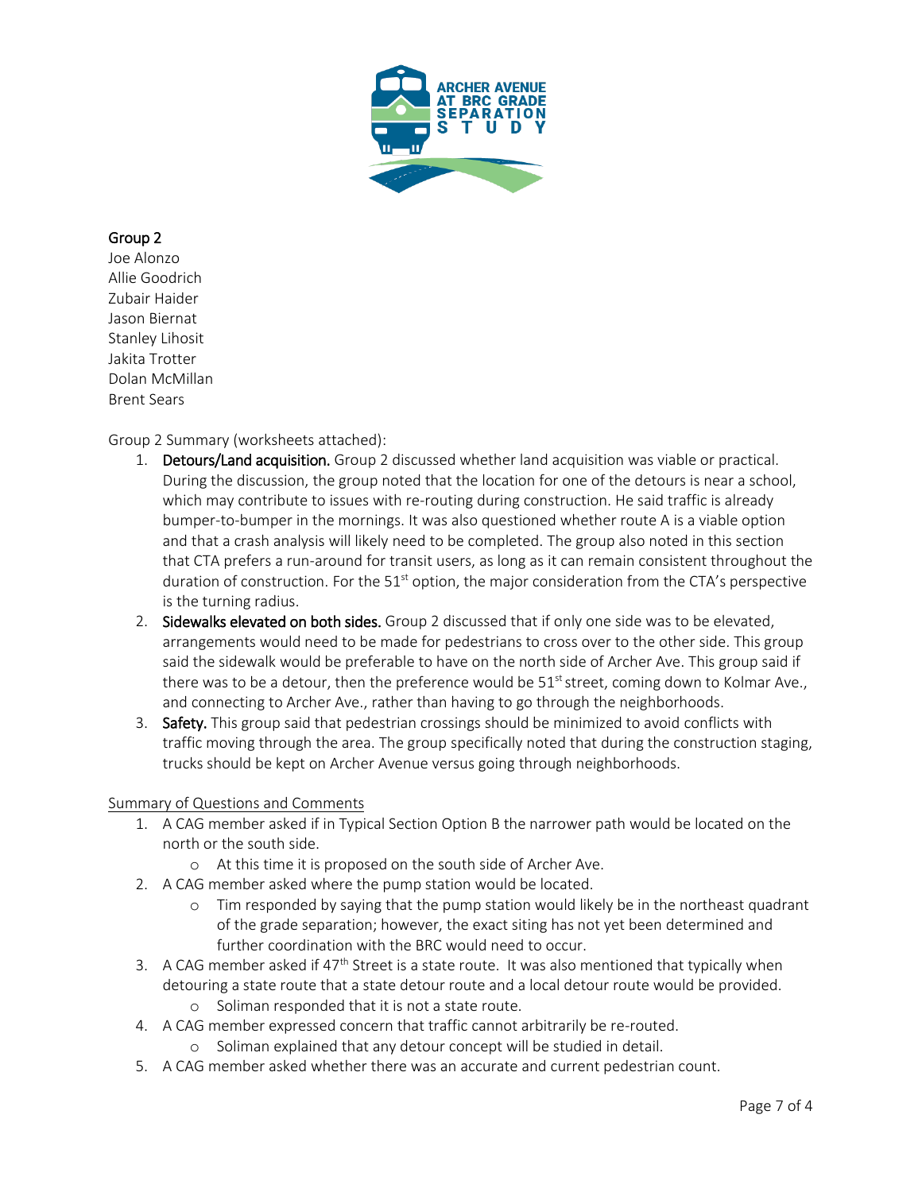## Group 2

Joe Alonzo
Allie Goodrich
Zubair Haider
Jason Biernat
Stanley Lihosit
Jakita Trotter
Dolan McMillan
Brent Sears

Group 2 Summary (worksheets attached):

1. **Detours/Land acquisition.** Group 2 discussed whether land acquisition was viable or practical. During the discussion, the group noted that the location for one of the detours is near a school, which may contribute to issues with re-routing during construction. He said traffic is already bumper-to-bumper in the mornings. It was also questioned whether route A is a viable option and that a crash analysis will likely need to be completed. The group also noted in this section that CTA prefers a run-around for transit users, as long as it can remain consistent throughout the duration of construction. For the 51st option, the major consideration from the CTA's perspective is the turning radius.
2. **Sidewalks elevated on both sides.** Group 2 discussed that if only one side was to be elevated, arrangements would need to be made for pedestrians to cross over to the other side. This group said the sidewalk would be preferable to have on the north side of Archer Ave. This group said if there was to be a detour, then the preference would be 51st street, coming down to Kolmar Ave., and connecting to Archer Ave., rather than having to go through the neighborhoods.
3. **Safety.** This group said that pedestrian crossings should be minimized to avoid conflicts with traffic moving through the area. The group specifically noted that during the construction staging, trucks should be kept on Archer Avenue versus going through neighborhoods.

Summary of Questions and Comments

1. A CAG member asked if in Typical Section Option B the narrower path would be located on the north or the south side.
   - At this time it is proposed on the south side of Archer Ave.
2. A CAG member asked where the pump station would be located.
   - Tim responded by saying that the pump station would likely be in the northeast quadrant of the grade separation; however, the exact siting has not yet been determined and further coordination with the BRC would need to occur.
3. A CAG member asked if 47th Street is a state route. It was also mentioned that typically when detouring a state route that a state detour route and a local detour route would be provided.
   - Soliman responded that it is not a state route.
4. A CAG member expressed concern that traffic cannot arbitrarily be re-routed.
   - Soliman explained that any detour concept will be studied in detail.
5. A CAG member asked whether there was an accurate and current pedestrian count.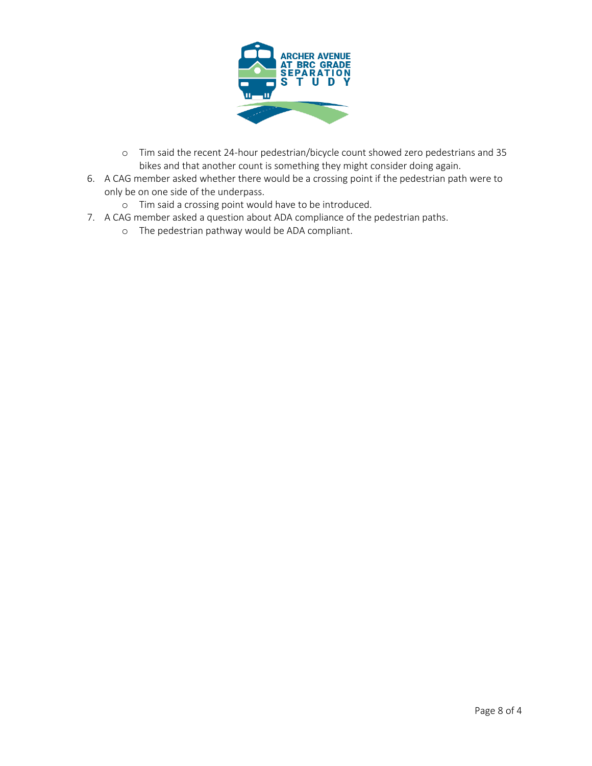- Tim said the recent 24-hour pedestrian/bicycle count showed zero pedestrians and 35 bikes and that another count is something they might consider doing again.
6. A CAG member asked whether there would be a crossing point if the pedestrian path were to only be on one side of the underpass.
   - Tim said a crossing point would have to be introduced.
7. A CAG member asked a question about ADA compliance of the pedestrian paths.
   - The pedestrian pathway would be ADA compliant.